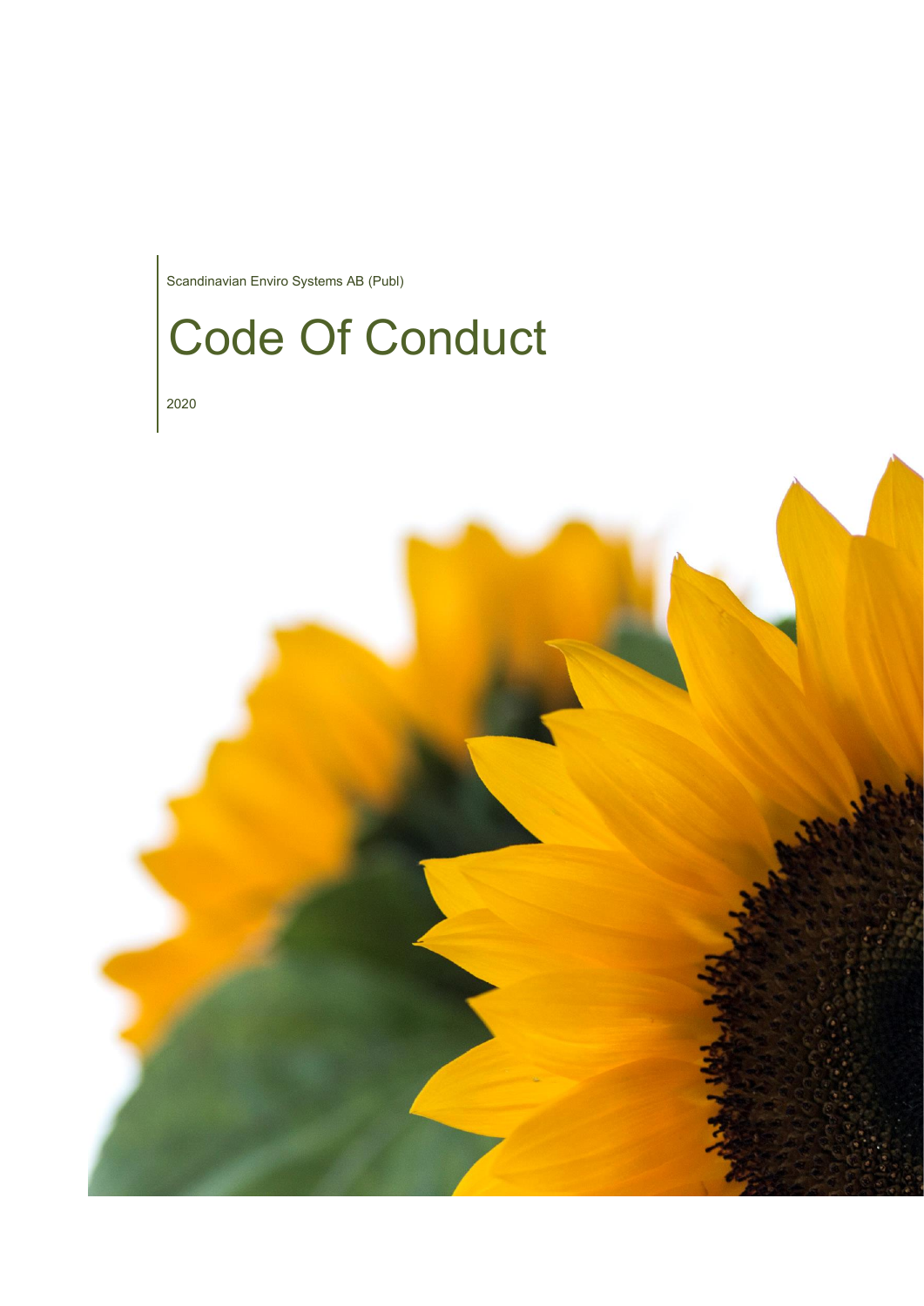Scandinavian Enviro Systems AB (Publ)

# Code Of Conduct

2020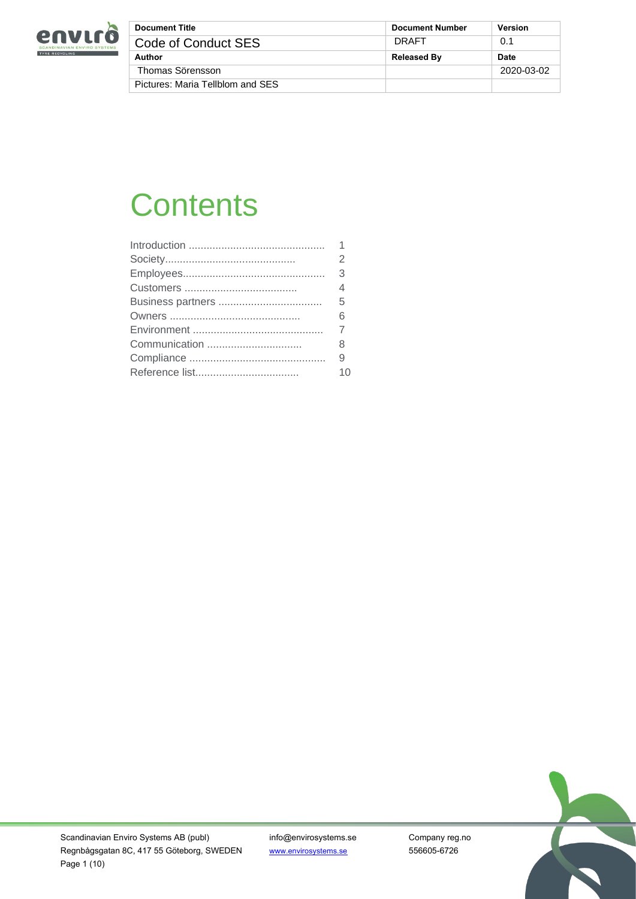| Document Title | Document Number | Version |
| --- | --- | --- |
| Code of Conduct SES | DRAFT | 0.1 |
| **Author** | **Released By** | **Date** |
| Thomas Sörensson | | 2020-03-02 |
| Pictures: Maria Tellblom and SES | | |

# Contents

| | |
| --- | --- |
| Introduction ............................................. | 1 |
| Society........................................... | 2 |
| Employees................................................ | 3 |
| Customers ...................................... | 4 |
| Business partners ................................... | 5 |
| Owners ........................................... | 6 |
| Environment ........................................... | 7 |
| Communication ................................ | 8 |
| Compliance ............................................. | 9 |
| Reference list................................... | 10 |

Scandinavian Enviro Systems AB (publ)
Regnbågsgatan 8C, 417 55 Göteborg, SWEDEN

info@envirosystems.se
www.envirosystems.se

Company reg.no
556605-6726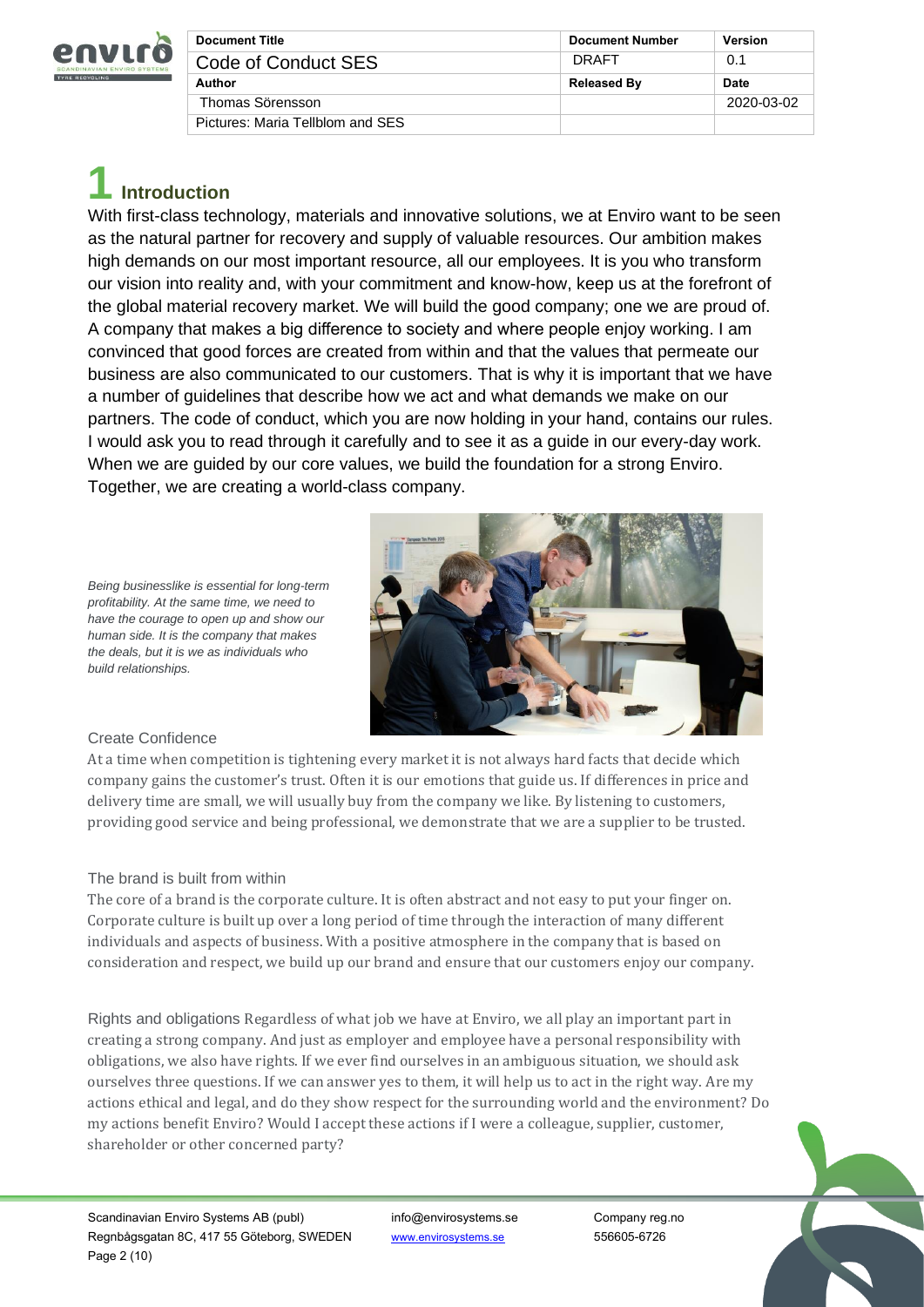| Document Title | Document Number | Version |
|---|---|---|
| Code of Conduct SES | DRAFT | 0.1 |
| **Author** | **Released By** | **Date** |
| Thomas Sörensson | | 2020-03-02 |
| Pictures: Maria Tellblom and SES | | |

# 1 Introduction

With first-class technology, materials and innovative solutions, we at Enviro want to be seen as the natural partner for recovery and supply of valuable resources. Our ambition makes high demands on our most important resource, all our employees. It is you who transform our vision into reality and, with your commitment and know-how, keep us at the forefront of the global material recovery market. We will build the good company; one we are proud of. A company that makes a big difference to society and where people enjoy working. I am convinced that good forces are created from within and that the values that permeate our business are also communicated to our customers. That is why it is important that we have a number of guidelines that describe how we act and what demands we make on our partners. The code of conduct, which you are now holding in your hand, contains our rules. I would ask you to read through it carefully and to see it as a guide in our every-day work. When we are guided by our core values, we build the foundation for a strong Enviro. Together, we are creating a world-class company.

*Being businesslike is essential for long-term profitability. At the same time, we need to have the courage to open up and show our human side. It is the company that makes the deals, but it is we as individuals who build relationships.*

### Create Confidence

At a time when competition is tightening every market it is not always hard facts that decide which company gains the customer's trust. Often it is our emotions that guide us. If differences in price and delivery time are small, we will usually buy from the company we like. By listening to customers, providing good service and being professional, we demonstrate that we are a supplier to be trusted.

### The brand is built from within

The core of a brand is the corporate culture. It is often abstract and not easy to put your finger on. Corporate culture is built up over a long period of time through the interaction of many different individuals and aspects of business. With a positive atmosphere in the company that is based on consideration and respect, we build up our brand and ensure that our customers enjoy our company.

### Rights and obligations

Regardless of what job we have at Enviro, we all play an important part in creating a strong company. And just as employer and employee have a personal responsibility with obligations, we also have rights. If we ever find ourselves in an ambiguous situation, we should ask ourselves three questions. If we can answer yes to them, it will help us to act in the right way. Are my actions ethical and legal, and do they show respect for the surrounding world and the environment? Do my actions benefit Enviro? Would I accept these actions if I were a colleague, supplier, customer, shareholder or other concerned party?

Scandinavian Enviro Systems AB (publ)
Regnbågsgatan 8C, 417 55 Göteborg, SWEDEN
info@envirosystems.se
www.envirosystems.se
Company reg.no
556605-6726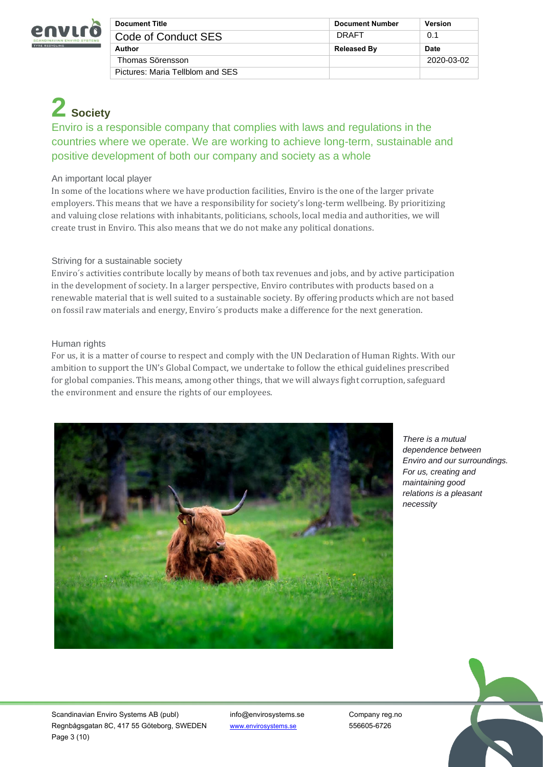# 2 Society

Enviro is a responsible company that complies with laws and regulations in the countries where we operate. We are working to achieve long-term, sustainable and positive development of both our company and society as a whole

### An important local player

In some of the locations where we have production facilities, Enviro is the one of the larger private employers. This means that we have a responsibility for society's long-term wellbeing. By prioritizing and valuing close relations with inhabitants, politicians, schools, local media and authorities, we will create trust in Enviro. This also means that we do not make any political donations.

### Striving for a sustainable society

Enviro´s activities contribute locally by means of both tax revenues and jobs, and by active participation in the development of society. In a larger perspective, Enviro contributes with products based on a renewable material that is well suited to a sustainable society. By offering products which are not based on fossil raw materials and energy, Enviro´s products make a difference for the next generation.

### Human rights

For us, it is a matter of course to respect and comply with the UN Declaration of Human Rights. With our ambition to support the UN's Global Compact, we undertake to follow the ethical guidelines prescribed for global companies. This means, among other things, that we will always fight corruption, safeguard the environment and ensure the rights of our employees.

*There is a mutual dependence between Enviro and our surroundings. For us, creating and maintaining good relations is a pleasant necessity*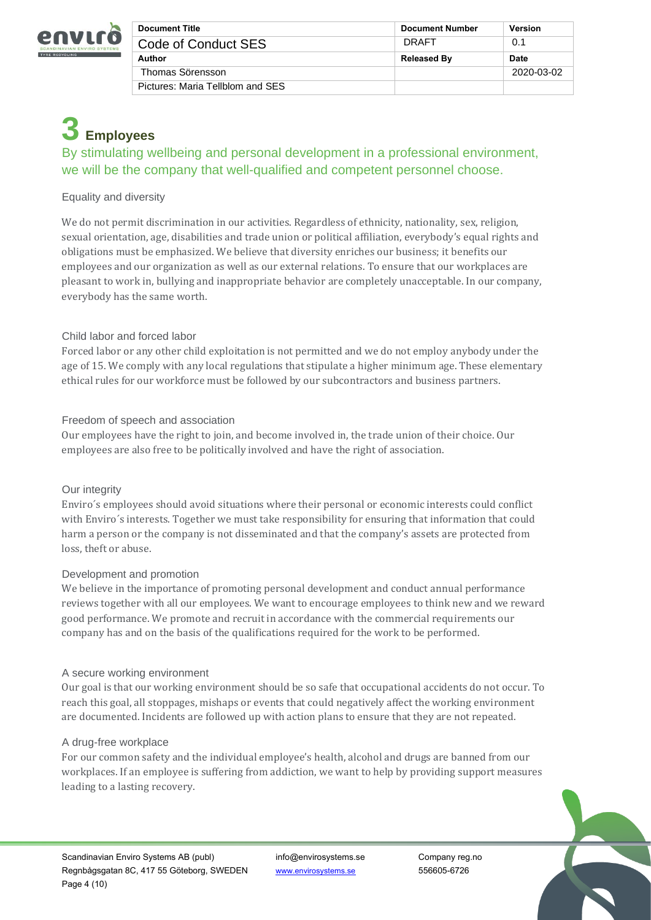# 3 Employees

By stimulating wellbeing and personal development in a professional environment, we will be the company that well-qualified and competent personnel choose.

### Equality and diversity

We do not permit discrimination in our activities. Regardless of ethnicity, nationality, sex, religion, sexual orientation, age, disabilities and trade union or political affiliation, everybody's equal rights and obligations must be emphasized. We believe that diversity enriches our business; it benefits our employees and our organization as well as our external relations. To ensure that our workplaces are pleasant to work in, bullying and inappropriate behavior are completely unacceptable. In our company, everybody has the same worth.

### Child labor and forced labor

Forced labor or any other child exploitation is not permitted and we do not employ anybody under the age of 15. We comply with any local regulations that stipulate a higher minimum age. These elementary ethical rules for our workforce must be followed by our subcontractors and business partners.

### Freedom of speech and association

Our employees have the right to join, and become involved in, the trade union of their choice. Our employees are also free to be politically involved and have the right of association.

### Our integrity

Enviro´s employees should avoid situations where their personal or economic interests could conflict with Enviro´s interests. Together we must take responsibility for ensuring that information that could harm a person or the company is not disseminated and that the company's assets are protected from loss, theft or abuse.

### Development and promotion

We believe in the importance of promoting personal development and conduct annual performance reviews together with all our employees. We want to encourage employees to think new and we reward good performance. We promote and recruit in accordance with the commercial requirements our company has and on the basis of the qualifications required for the work to be performed.

### A secure working environment

Our goal is that our working environment should be so safe that occupational accidents do not occur. To reach this goal, all stoppages, mishaps or events that could negatively affect the working environment are documented. Incidents are followed up with action plans to ensure that they are not repeated.

### A drug-free workplace

For our common safety and the individual employee's health, alcohol and drugs are banned from our workplaces. If an employee is suffering from addiction, we want to help by providing support measures leading to a lasting recovery.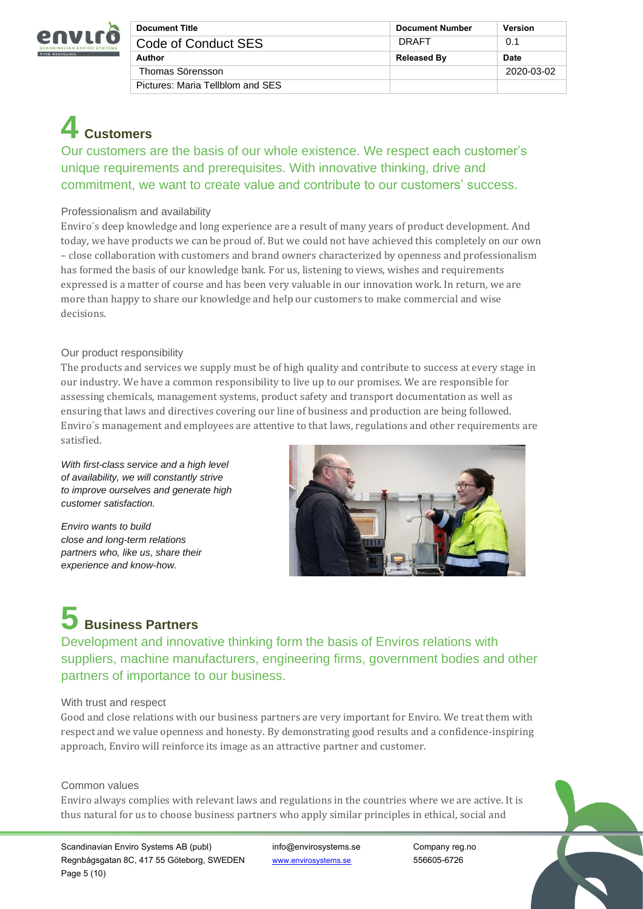# 4 Customers

Our customers are the basis of our whole existence. We respect each customer's unique requirements and prerequisites. With innovative thinking, drive and commitment, we want to create value and contribute to our customers' success.

### Professionalism and availability

Enviro´s deep knowledge and long experience are a result of many years of product development. And today, we have products we can be proud of. But we could not have achieved this completely on our own – close collaboration with customers and brand owners characterized by openness and professionalism has formed the basis of our knowledge bank. For us, listening to views, wishes and requirements expressed is a matter of course and has been very valuable in our innovation work. In return, we are more than happy to share our knowledge and help our customers to make commercial and wise decisions.

### Our product responsibility

The products and services we supply must be of high quality and contribute to success at every stage in our industry. We have a common responsibility to live up to our promises. We are responsible for assessing chemicals, management systems, product safety and transport documentation as well as ensuring that laws and directives covering our line of business and production are being followed. Enviro´s management and employees are attentive to that laws, regulations and other requirements are satisfied.

*With first-class service and a high level of availability, we will constantly strive to improve ourselves and generate high customer satisfaction.*

*Enviro wants to build close and long-term relations partners who, like us, share their experience and know-how.*

# 5 Business Partners

Development and innovative thinking form the basis of Enviros relations with suppliers, machine manufacturers, engineering firms, government bodies and other partners of importance to our business.

### With trust and respect

Good and close relations with our business partners are very important for Enviro. We treat them with respect and we value openness and honesty. By demonstrating good results and a confidence-inspiring approach, Enviro will reinforce its image as an attractive partner and customer.

### Common values

Enviro always complies with relevant laws and regulations in the countries where we are active. It is thus natural for us to choose business partners who apply similar principles in ethical, social and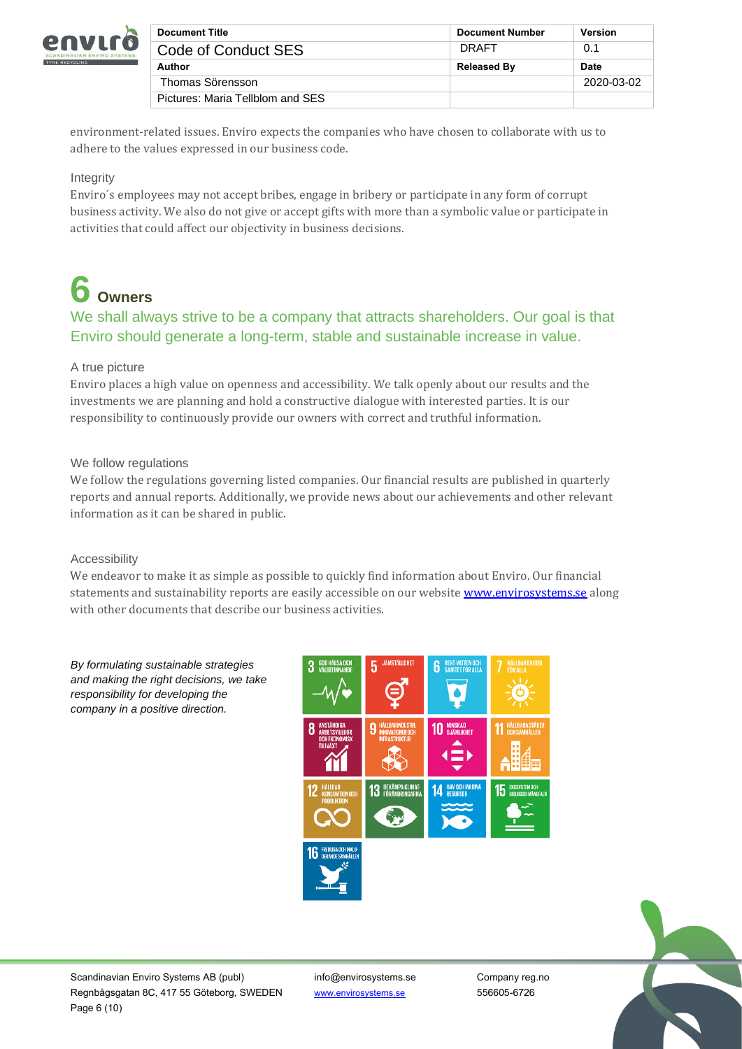environment-related issues. Enviro expects the companies who have chosen to collaborate with us to adhere to the values expressed in our business code.

### Integrity

Enviro´s employees may not accept bribes, engage in bribery or participate in any form of corrupt business activity. We also do not give or accept gifts with more than a symbolic value or participate in activities that could affect our objectivity in business decisions.

# 6 Owners

## We shall always strive to be a company that attracts shareholders. Our goal is that Enviro should generate a long-term, stable and sustainable increase in value.

### A true picture

Enviro places a high value on openness and accessibility. We talk openly about our results and the investments we are planning and hold a constructive dialogue with interested parties. It is our responsibility to continuously provide our owners with correct and truthful information.

### We follow regulations

We follow the regulations governing listed companies. Our financial results are published in quarterly reports and annual reports. Additionally, we provide news about our achievements and other relevant information as it can be shared in public.

### Accessibility

We endeavor to make it as simple as possible to quickly find information about Enviro. Our financial statements and sustainability reports are easily accessible on our website [www.envirosystems.se](http://www.envirosystems.se) along with other documents that describe our business activities.

*By formulating sustainable strategies and making the right decisions, we take responsibility for developing the company in a positive direction.*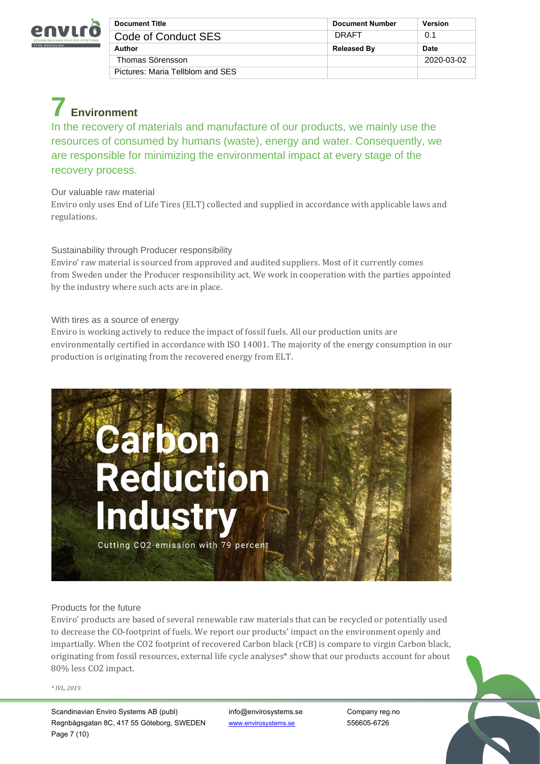# 7 Environment

In the recovery of materials and manufacture of our products, we mainly use the resources of consumed by humans (waste), energy and water. Consequently, we are responsible for minimizing the environmental impact at every stage of the recovery process.

### Our valuable raw material

Enviro only uses End of Life Tires (ELT) collected and supplied in accordance with applicable laws and regulations.

### Sustainability through Producer responsibility

Enviro' raw material is sourced from approved and audited suppliers. Most of it currently comes from Sweden under the Producer responsibility act. We work in cooperation with the parties appointed by the industry where such acts are in place.

### With tires as a source of energy

Enviro is working actively to reduce the impact of fossil fuels. All our production units are environmentally certified in accordance with ISO 14001. The majority of the energy consumption in our production is originating from the recovered energy from ELT.

Carbon Reduction Industry

Cutting CO2-emission with 79 percent

### Products for the future

Enviro' products are based of several renewable raw materials that can be recycled or potentially used to decrease the CO-footprint of fuels. We report our products' impact on the environment openly and impartially. When the $CO_2$ footprint of recovered Carbon black (rCB) is compare to virgin Carbon black, originating from fossil resources, external life cycle analyses* show that our products account for about 80% less $CO_2$ impact.

*\* IVL, 2019.*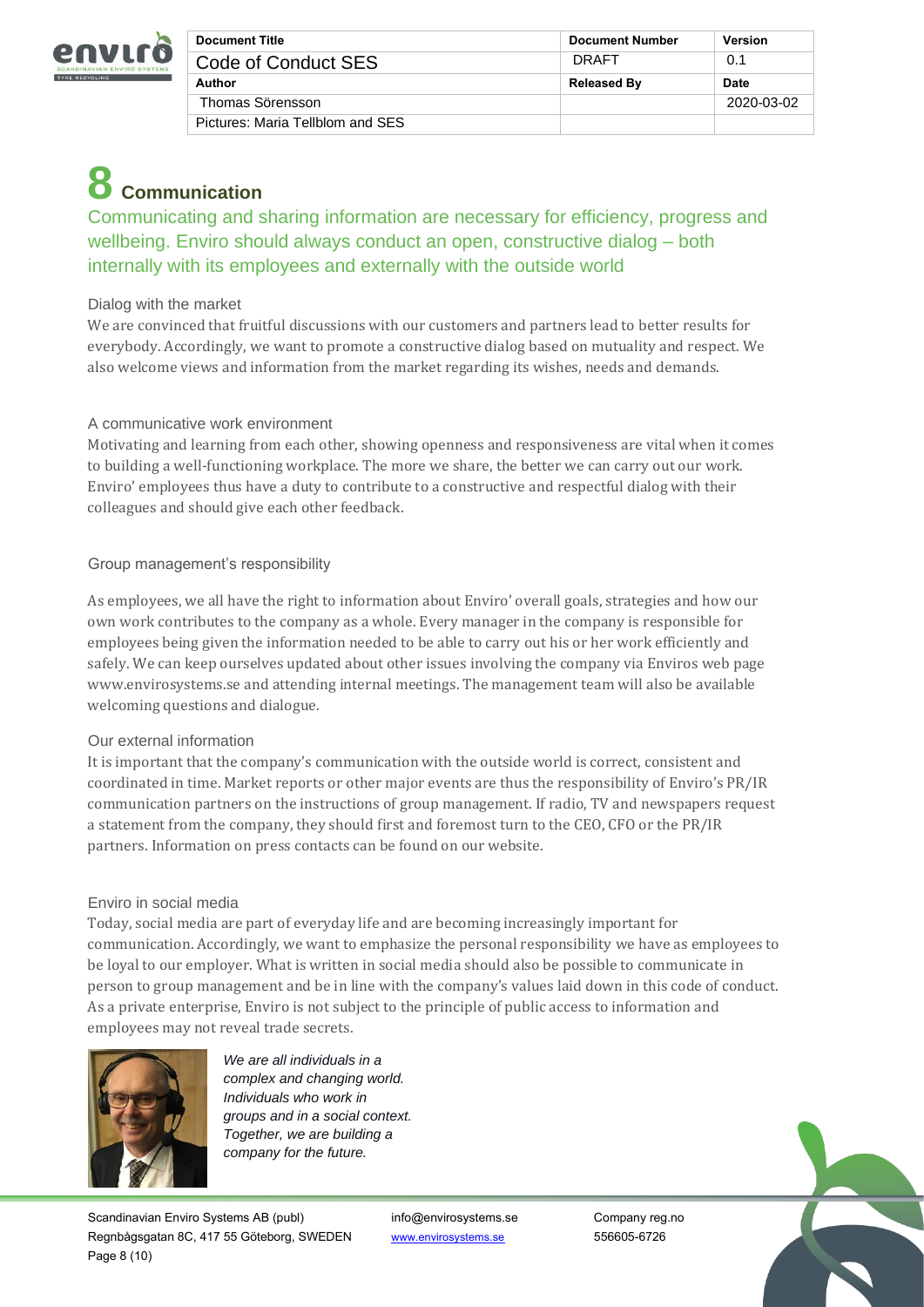# 8 Communication

Communicating and sharing information are necessary for efficiency, progress and wellbeing. Enviro should always conduct an open, constructive dialog – both internally with its employees and externally with the outside world

### Dialog with the market

We are convinced that fruitful discussions with our customers and partners lead to better results for everybody. Accordingly, we want to promote a constructive dialog based on mutuality and respect. We also welcome views and information from the market regarding its wishes, needs and demands.

### A communicative work environment

Motivating and learning from each other, showing openness and responsiveness are vital when it comes to building a well-functioning workplace. The more we share, the better we can carry out our work. Enviro' employees thus have a duty to contribute to a constructive and respectful dialog with their colleagues and should give each other feedback.

### Group management's responsibility

As employees, we all have the right to information about Enviro' overall goals, strategies and how our own work contributes to the company as a whole. Every manager in the company is responsible for employees being given the information needed to be able to carry out his or her work efficiently and safely. We can keep ourselves updated about other issues involving the company via Enviros web page www.envirosystems.se and attending internal meetings. The management team will also be available welcoming questions and dialogue.

### Our external information

It is important that the company's communication with the outside world is correct, consistent and coordinated in time. Market reports or other major events are thus the responsibility of Enviro's PR/IR communication partners on the instructions of group management. If radio, TV and newspapers request a statement from the company, they should first and foremost turn to the CEO, CFO or the PR/IR partners. Information on press contacts can be found on our website.

### Enviro in social media

Today, social media are part of everyday life and are becoming increasingly important for communication. Accordingly, we want to emphasize the personal responsibility we have as employees to be loyal to our employer. What is written in social media should also be possible to communicate in person to group management and be in line with the company's values laid down in this code of conduct. As a private enterprise, Enviro is not subject to the principle of public access to information and employees may not reveal trade secrets.

*We are all individuals in a complex and changing world. Individuals who work in groups and in a social context. Together, we are building a company for the future.*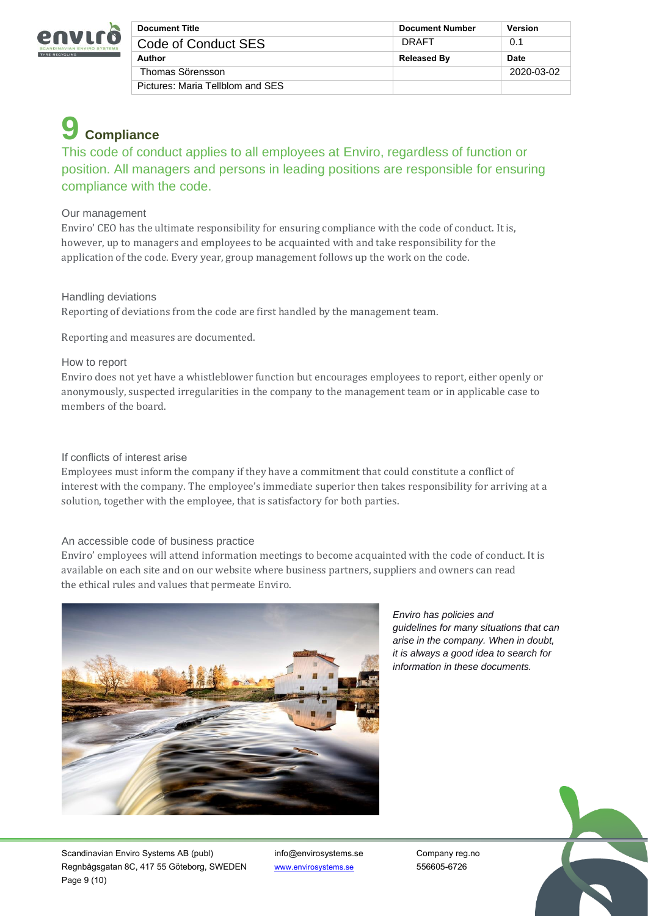# 9 Compliance

This code of conduct applies to all employees at Enviro, regardless of function or position. All managers and persons in leading positions are responsible for ensuring compliance with the code.

### Our management

Enviro' CEO has the ultimate responsibility for ensuring compliance with the code of conduct. It is, however, up to managers and employees to be acquainted with and take responsibility for the application of the code. Every year, group management follows up the work on the code.

### Handling deviations

Reporting of deviations from the code are first handled by the management team.

Reporting and measures are documented.

### How to report

Enviro does not yet have a whistleblower function but encourages employees to report, either openly or anonymously, suspected irregularities in the company to the management team or in applicable case to members of the board.

### If conflicts of interest arise

Employees must inform the company if they have a commitment that could constitute a conflict of interest with the company. The employee's immediate superior then takes responsibility for arriving at a solution, together with the employee, that is satisfactory for both parties.

### An accessible code of business practice

Enviro' employees will attend information meetings to become acquainted with the code of conduct. It is available on each site and on our website where business partners, suppliers and owners can read the ethical rules and values that permeate Enviro.

*Enviro has policies and guidelines for many situations that can arise in the company. When in doubt, it is always a good idea to search for information in these documents.*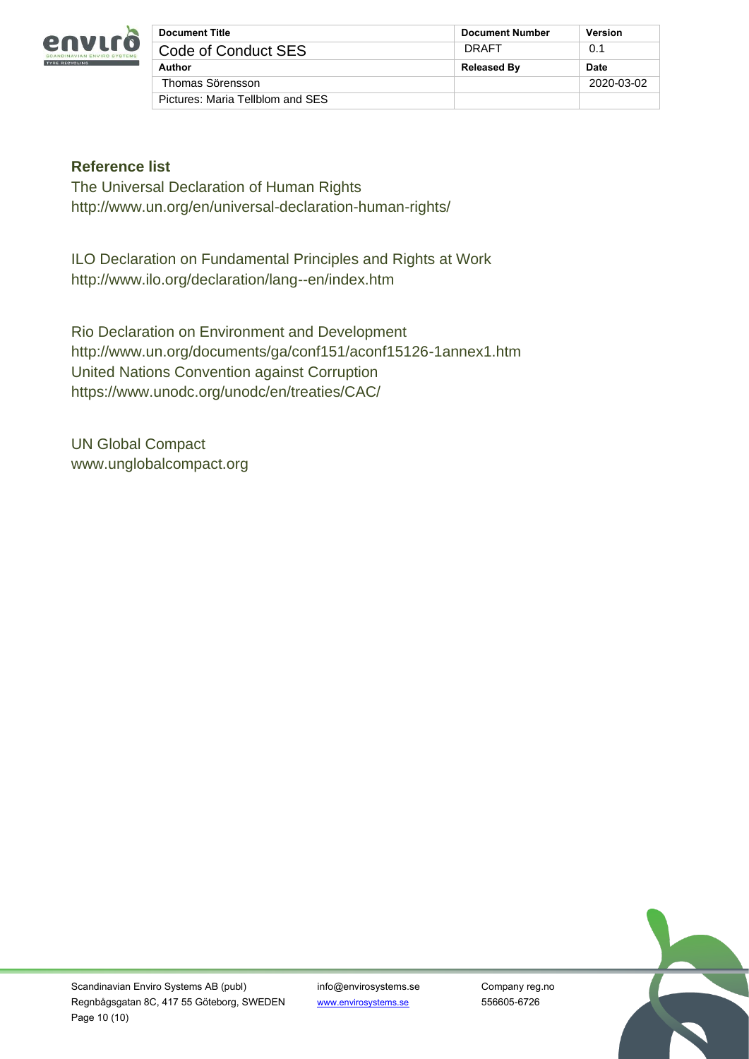**Reference list**

The Universal Declaration of Human Rights
http://www.un.org/en/universal-declaration-human-rights/

ILO Declaration on Fundamental Principles and Rights at Work
http://www.ilo.org/declaration/lang--en/index.htm

Rio Declaration on Environment and Development
http://www.un.org/documents/ga/conf151/aconf15126-1annex1.htm
United Nations Convention against Corruption
https://www.unodc.org/unodc/en/treaties/CAC/

UN Global Compact
www.unglobalcompact.org